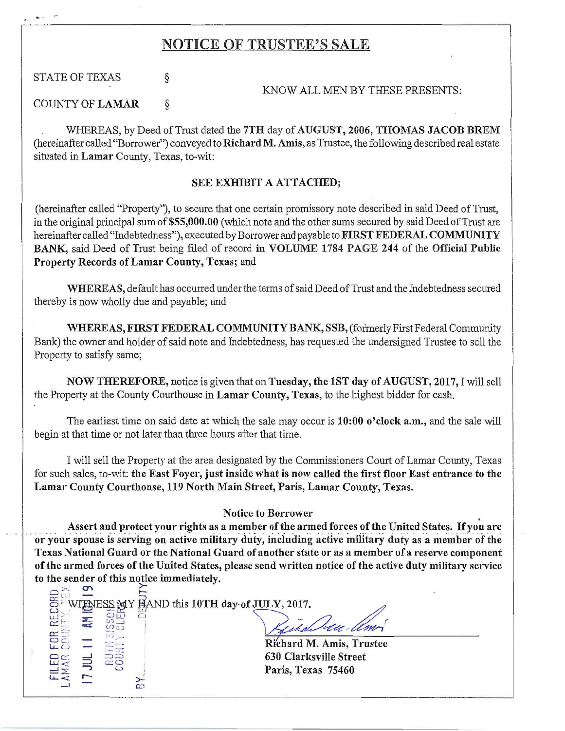# NOTICE OF TRUSTEE'S SALE

STATE OF TEXAS §

KNOW ALL MEN BY THESE PRESENTS:

COUNTY OF **LAMAR** §

WHEREAS, by Deed of Trust dated the **7TH** day of **AUGUST, 2006, THOMAS JACOB BREM** (hereinafter called "Borrower") conveyed to **Richard M. Amis,** as Trustee, the following described real estate situated in **Lamar** County, Texas, to-wit:

**SEE EXHIBIT A ATTACHED;**

(hereinafter called "Property"), to secure that one certain promissory note described in said Deed of Trust, in the original principal sum of **$55,000.00** (which note and the other sums secured by said Deed of Trust are hereinafter called "Indebtedness"), executed by Borrower and payable to **FIRST FEDERAL COMMUNITY BANK,** said Deed of Trust being filed of record **in VOLUME 1784 PAGE 244** of the **Official Public Property Records of Lamar County, Texas;** and

**WHEREAS,** default has occurred under the terms of said Deed of Trust and the Indebtedness secured thereby is now wholly due and payable; and

**WHEREAS, FIRST FEDERAL COMMUNITY BANK, SSB,** (formerly First Federal Community Bank) the owner and holder of said note and Indebtedness, has requested the undersigned Trustee to sell the Property to satisfy same;

**NOW THEREFORE,** notice is given that on **Tuesday, the 1ST day of AUGUST, 2017,** I will sell the Property at the County Courthouse in **Lamar County, Texas,** to the highest bidder for cash.

The earliest time on said date at which the sale may occur is **10:00 o'clock a.m.,** and the sale will begin at that time or not later than three hours after that time.

I will sell the Property at the area designated by the Commissioners Court of Lamar County, Texas for such sales, to-wit: **the East Foyer, just inside what is now called the first floor East entrance to the Lamar County Courthouse, 119 North Main Street, Paris, Lamar County, Texas.**

Notice to Borrower

**Assert and protect your rights as a member of the armed forces of the United States. If you are or your spouse is serving on active military duty, including active military duty as a member of the Texas National Guard or the National Guard of another state or as a member of a reserve component of the armed forces of the United States, please send written notice of the active duty military service to the sender of this notice immediately.**

WITNESS MY HAND this 10TH day of JULY, 2017.

FILED FOR RECORD LAMAR COUNTY, TEX. 17 JUL 11 AM 10:19 RUTH SISSON COUNTY CLERK BY _____ DEPUTY

**Richard M. Amis, Trustee**
**630 Clarksville Street**
**Paris, Texas 75460**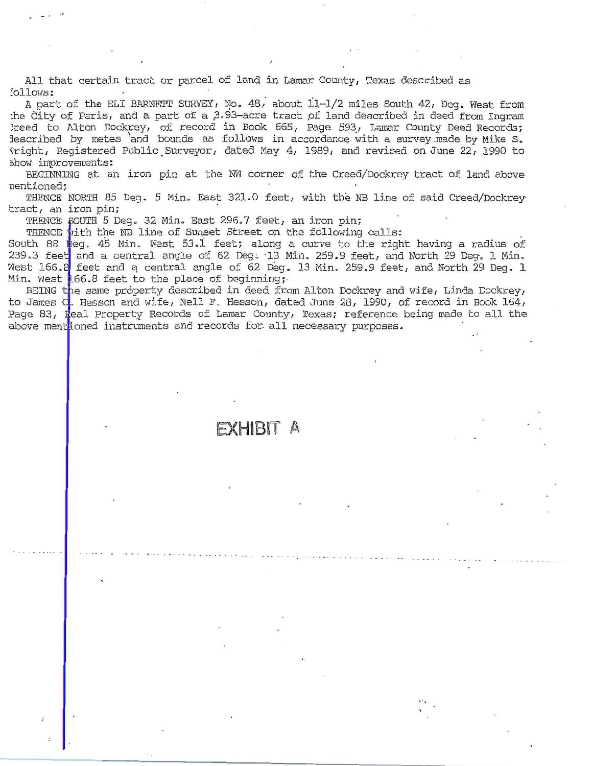All that certain tract or parcel of land in Lamar County, Texas described as follows:

A part of the ELI BARNETT SURVEY, No. 48, about 11-1/2 miles South 42, Deg. West from the City of Paris, and a part of a 3.93-acre tract of land described in deed from Ingram Creed to Alton Dockrey, of record in Book 665, Page 593, Lamar County Deed Records; described by metes and bounds as follows in accordance with a survey made by Mike S. Wright, Registered Public Surveyor, dated May 4, 1989, and revised on June 22, 1990 to show improvements:

BEGINNING at an iron pin at the NW corner of the Creed/Dockrey tract of land above mentioned;

THENCE NORTH 85 Deg. 5 Min. East 321.0 feet, with the NB line of said Creed/Dockrey tract, an iron pin;

THENCE SOUTH 5 Deg. 32 Min. East 296.7 feet, an iron pin;

THENCE with the NB line of Sunset Street on the following calls:
South 88 Deg. 45 Min. West 53.1 feet; along a curve to the right having a radius of 239.3 feet and a central angle of 62 Deg. 13 Min. 259.9 feet, and North 29 Deg. 1 Min. West 166.8 feet and a central angle of 62 Deg. 13 Min. 259.9 feet, and North 29 Deg. 1 Min. West 166.8 feet to the place of beginning;

BEING the same property described in deed from Alton Dockrey and wife, Linda Dockrey, to James O. Hesson and wife, Nell F. Hesson, dated June 28, 1990, of record in Book 164, Page 83, Real Property Records of Lamar County, Texas; reference being made to all the above mentioned instruments and records for all necessary purposes.

EXHIBIT A